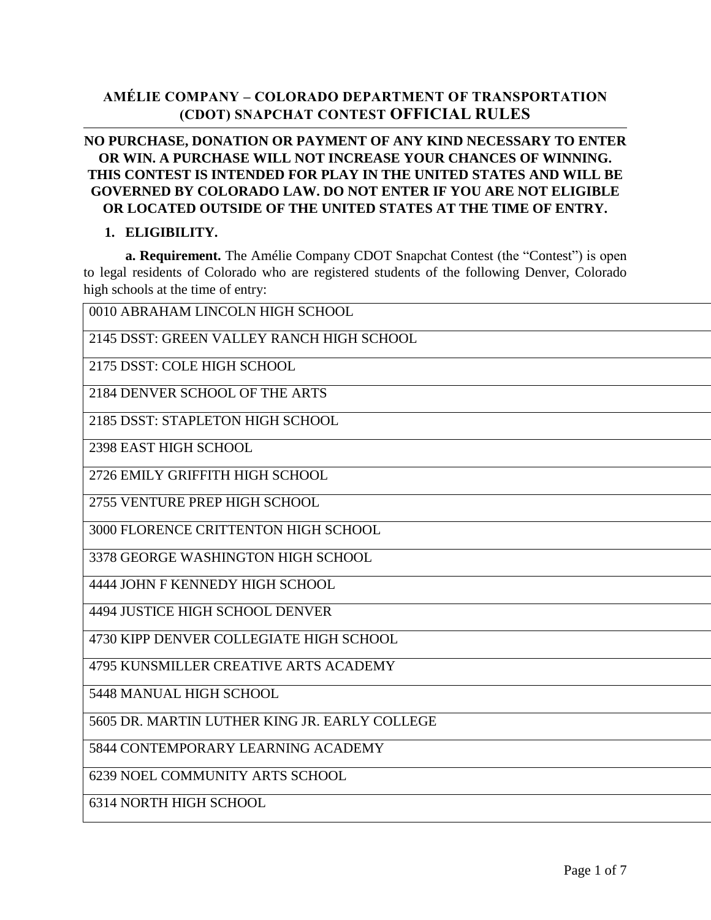# AMÉLIE COMPANY – COLORADO DEPARTMENT OF TRANSPORTATION (CDOT) SNAPCHAT CONTEST OFFICIAL RULES

**NO PURCHASE, DONATION OR PAYMENT OF ANY KIND NECESSARY TO ENTER OR WIN. A PURCHASE WILL NOT INCREASE YOUR CHANCES OF WINNING. THIS CONTEST IS INTENDED FOR PLAY IN THE UNITED STATES AND WILL BE GOVERNED BY COLORADO LAW. DO NOT ENTER IF YOU ARE NOT ELIGIBLE OR LOCATED OUTSIDE OF THE UNITED STATES AT THE TIME OF ENTRY.**

## 1. ELIGIBILITY.

**a. Requirement.** The Amélie Company CDOT Snapchat Contest (the "Contest") is open to legal residents of Colorado who are registered students of the following Denver, Colorado high schools at the time of entry:

| |
|---|
| 0010 ABRAHAM LINCOLN HIGH SCHOOL |
| 2145 DSST: GREEN VALLEY RANCH HIGH SCHOOL |
| 2175 DSST: COLE HIGH SCHOOL |
| 2184 DENVER SCHOOL OF THE ARTS |
| 2185 DSST: STAPLETON HIGH SCHOOL |
| 2398 EAST HIGH SCHOOL |
| 2726 EMILY GRIFFITH HIGH SCHOOL |
| 2755 VENTURE PREP HIGH SCHOOL |
| 3000 FLORENCE CRITTENTON HIGH SCHOOL |
| 3378 GEORGE WASHINGTON HIGH SCHOOL |
| 4444 JOHN F KENNEDY HIGH SCHOOL |
| 4494 JUSTICE HIGH SCHOOL DENVER |
| 4730 KIPP DENVER COLLEGIATE HIGH SCHOOL |
| 4795 KUNSMILLER CREATIVE ARTS ACADEMY |
| 5448 MANUAL HIGH SCHOOL |
| 5605 DR. MARTIN LUTHER KING JR. EARLY COLLEGE |
| 5844 CONTEMPORARY LEARNING ACADEMY |
| 6239 NOEL COMMUNITY ARTS SCHOOL |
| 6314 NORTH HIGH SCHOOL |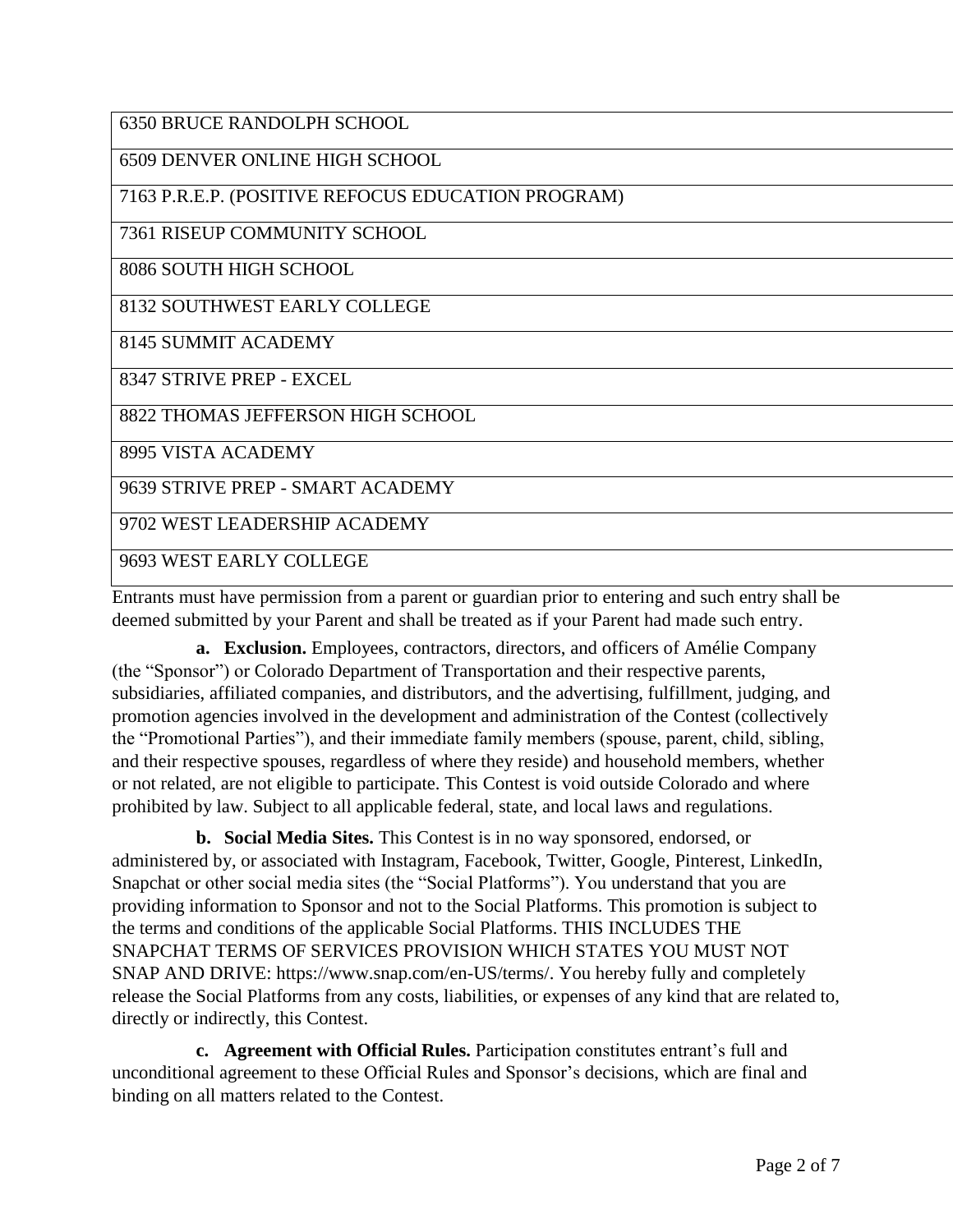| |
|---|
| 6350 BRUCE RANDOLPH SCHOOL |
| 6509 DENVER ONLINE HIGH SCHOOL |
| 7163 P.R.E.P. (POSITIVE REFOCUS EDUCATION PROGRAM) |
| 7361 RISEUP COMMUNITY SCHOOL |
| 8086 SOUTH HIGH SCHOOL |
| 8132 SOUTHWEST EARLY COLLEGE |
| 8145 SUMMIT ACADEMY |
| 8347 STRIVE PREP - EXCEL |
| 8822 THOMAS JEFFERSON HIGH SCHOOL |
| 8995 VISTA ACADEMY |
| 9639 STRIVE PREP - SMART ACADEMY |
| 9702 WEST LEADERSHIP ACADEMY |
| 9693 WEST EARLY COLLEGE |

Entrants must have permission from a parent or guardian prior to entering and such entry shall be deemed submitted by your Parent and shall be treated as if your Parent had made such entry.

**a. Exclusion.** Employees, contractors, directors, and officers of Amélie Company (the "Sponsor") or Colorado Department of Transportation and their respective parents, subsidiaries, affiliated companies, and distributors, and the advertising, fulfillment, judging, and promotion agencies involved in the development and administration of the Contest (collectively the "Promotional Parties"), and their immediate family members (spouse, parent, child, sibling, and their respective spouses, regardless of where they reside) and household members, whether or not related, are not eligible to participate. This Contest is void outside Colorado and where prohibited by law. Subject to all applicable federal, state, and local laws and regulations.

**b. Social Media Sites.** This Contest is in no way sponsored, endorsed, or administered by, or associated with Instagram, Facebook, Twitter, Google, Pinterest, LinkedIn, Snapchat or other social media sites (the "Social Platforms"). You understand that you are providing information to Sponsor and not to the Social Platforms. This promotion is subject to the terms and conditions of the applicable Social Platforms. THIS INCLUDES THE SNAPCHAT TERMS OF SERVICES PROVISION WHICH STATES YOU MUST NOT SNAP AND DRIVE: https://www.snap.com/en-US/terms/. You hereby fully and completely release the Social Platforms from any costs, liabilities, or expenses of any kind that are related to, directly or indirectly, this Contest.

**c. Agreement with Official Rules.** Participation constitutes entrant's full and unconditional agreement to these Official Rules and Sponsor's decisions, which are final and binding on all matters related to the Contest.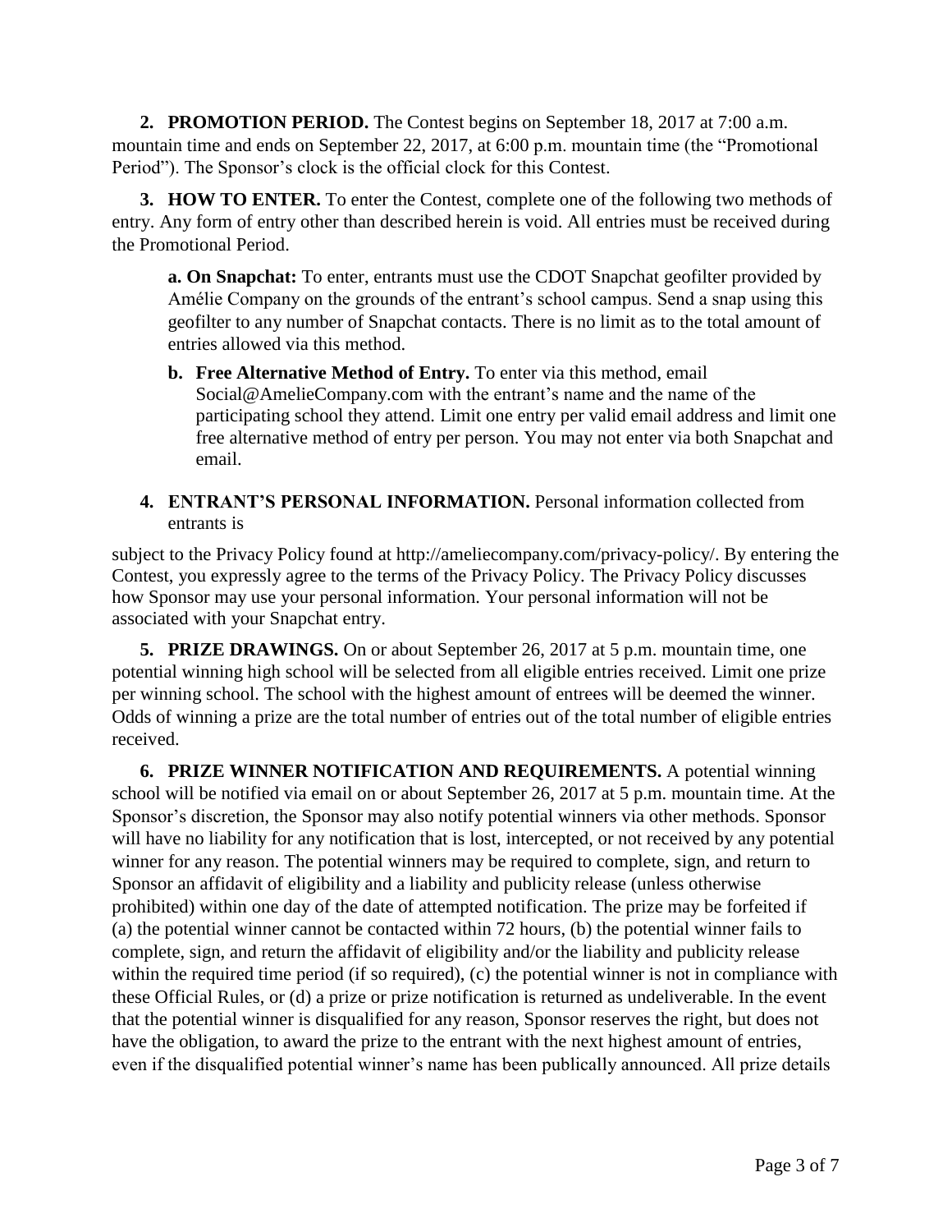**2. PROMOTION PERIOD.** The Contest begins on September 18, 2017 at 7:00 a.m. mountain time and ends on September 22, 2017, at 6:00 p.m. mountain time (the "Promotional Period"). The Sponsor's clock is the official clock for this Contest.

**3. HOW TO ENTER.** To enter the Contest, complete one of the following two methods of entry. Any form of entry other than described herein is void. All entries must be received during the Promotional Period.

> **a. On Snapchat:** To enter, entrants must use the CDOT Snapchat geofilter provided by Amélie Company on the grounds of the entrant's school campus. Send a snap using this geofilter to any number of Snapchat contacts. There is no limit as to the total amount of entries allowed via this method.
>
> **b. Free Alternative Method of Entry.** To enter via this method, email Social@AmelieCompany.com with the entrant's name and the name of the participating school they attend. Limit one entry per valid email address and limit one free alternative method of entry per person. You may not enter via both Snapchat and email.

**4. ENTRANT'S PERSONAL INFORMATION.** Personal information collected from entrants is subject to the Privacy Policy found at http://ameliecompany.com/privacy-policy/. By entering the Contest, you expressly agree to the terms of the Privacy Policy. The Privacy Policy discusses how Sponsor may use your personal information. Your personal information will not be associated with your Snapchat entry.

**5. PRIZE DRAWINGS.** On or about September 26, 2017 at 5 p.m. mountain time, one potential winning high school will be selected from all eligible entries received. Limit one prize per winning school. The school with the highest amount of entrees will be deemed the winner. Odds of winning a prize are the total number of entries out of the total number of eligible entries received.

**6. PRIZE WINNER NOTIFICATION AND REQUIREMENTS.** A potential winning school will be notified via email on or about September 26, 2017 at 5 p.m. mountain time. At the Sponsor's discretion, the Sponsor may also notify potential winners via other methods. Sponsor will have no liability for any notification that is lost, intercepted, or not received by any potential winner for any reason. The potential winners may be required to complete, sign, and return to Sponsor an affidavit of eligibility and a liability and publicity release (unless otherwise prohibited) within one day of the date of attempted notification. The prize may be forfeited if (a) the potential winner cannot be contacted within 72 hours, (b) the potential winner fails to complete, sign, and return the affidavit of eligibility and/or the liability and publicity release within the required time period (if so required), (c) the potential winner is not in compliance with these Official Rules, or (d) a prize or prize notification is returned as undeliverable. In the event that the potential winner is disqualified for any reason, Sponsor reserves the right, but does not have the obligation, to award the prize to the entrant with the next highest amount of entries, even if the disqualified potential winner's name has been publically announced. All prize details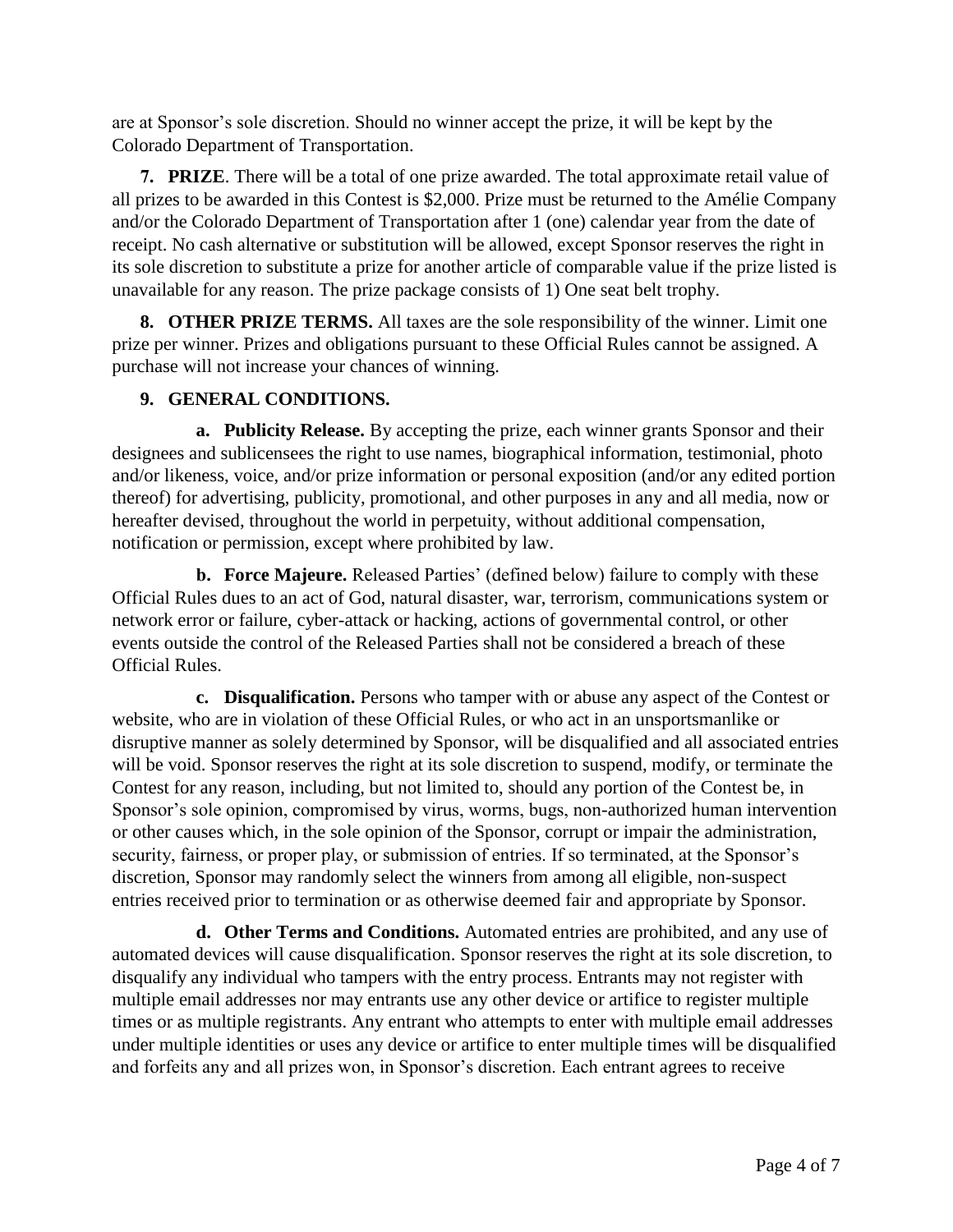are at Sponsor's sole discretion. Should no winner accept the prize, it will be kept by the Colorado Department of Transportation.

**7. PRIZE**. There will be a total of one prize awarded. The total approximate retail value of all prizes to be awarded in this Contest is $2,000. Prize must be returned to the Amélie Company and/or the Colorado Department of Transportation after 1 (one) calendar year from the date of receipt. No cash alternative or substitution will be allowed, except Sponsor reserves the right in its sole discretion to substitute a prize for another article of comparable value if the prize listed is unavailable for any reason. The prize package consists of 1) One seat belt trophy.

**8. OTHER PRIZE TERMS.** All taxes are the sole responsibility of the winner. Limit one prize per winner. Prizes and obligations pursuant to these Official Rules cannot be assigned. A purchase will not increase your chances of winning.

**9. GENERAL CONDITIONS.**

**a. Publicity Release.** By accepting the prize, each winner grants Sponsor and their designees and sublicensees the right to use names, biographical information, testimonial, photo and/or likeness, voice, and/or prize information or personal exposition (and/or any edited portion thereof) for advertising, publicity, promotional, and other purposes in any and all media, now or hereafter devised, throughout the world in perpetuity, without additional compensation, notification or permission, except where prohibited by law.

**b. Force Majeure.** Released Parties' (defined below) failure to comply with these Official Rules dues to an act of God, natural disaster, war, terrorism, communications system or network error or failure, cyber-attack or hacking, actions of governmental control, or other events outside the control of the Released Parties shall not be considered a breach of these Official Rules.

**c. Disqualification.** Persons who tamper with or abuse any aspect of the Contest or website, who are in violation of these Official Rules, or who act in an unsportsmanlike or disruptive manner as solely determined by Sponsor, will be disqualified and all associated entries will be void. Sponsor reserves the right at its sole discretion to suspend, modify, or terminate the Contest for any reason, including, but not limited to, should any portion of the Contest be, in Sponsor's sole opinion, compromised by virus, worms, bugs, non-authorized human intervention or other causes which, in the sole opinion of the Sponsor, corrupt or impair the administration, security, fairness, or proper play, or submission of entries. If so terminated, at the Sponsor's discretion, Sponsor may randomly select the winners from among all eligible, non-suspect entries received prior to termination or as otherwise deemed fair and appropriate by Sponsor.

**d. Other Terms and Conditions.** Automated entries are prohibited, and any use of automated devices will cause disqualification. Sponsor reserves the right at its sole discretion, to disqualify any individual who tampers with the entry process. Entrants may not register with multiple email addresses nor may entrants use any other device or artifice to register multiple times or as multiple registrants. Any entrant who attempts to enter with multiple email addresses under multiple identities or uses any device or artifice to enter multiple times will be disqualified and forfeits any and all prizes won, in Sponsor's discretion. Each entrant agrees to receive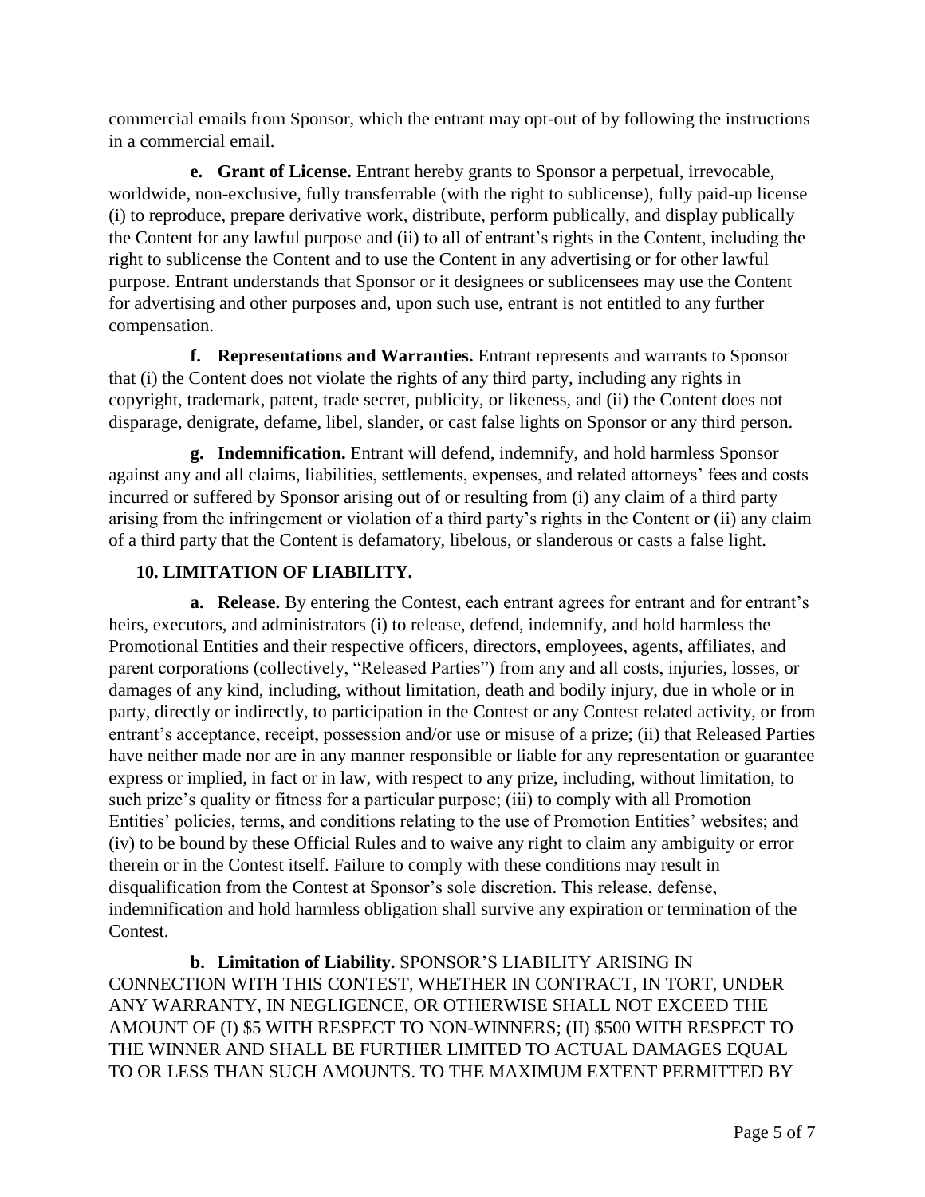commercial emails from Sponsor, which the entrant may opt-out of by following the instructions in a commercial email.

**e. Grant of License.** Entrant hereby grants to Sponsor a perpetual, irrevocable, worldwide, non-exclusive, fully transferrable (with the right to sublicense), fully paid-up license (i) to reproduce, prepare derivative work, distribute, perform publically, and display publically the Content for any lawful purpose and (ii) to all of entrant's rights in the Content, including the right to sublicense the Content and to use the Content in any advertising or for other lawful purpose. Entrant understands that Sponsor or it designees or sublicensees may use the Content for advertising and other purposes and, upon such use, entrant is not entitled to any further compensation.

**f. Representations and Warranties.** Entrant represents and warrants to Sponsor that (i) the Content does not violate the rights of any third party, including any rights in copyright, trademark, patent, trade secret, publicity, or likeness, and (ii) the Content does not disparage, denigrate, defame, libel, slander, or cast false lights on Sponsor or any third person.

**g. Indemnification.** Entrant will defend, indemnify, and hold harmless Sponsor against any and all claims, liabilities, settlements, expenses, and related attorneys' fees and costs incurred or suffered by Sponsor arising out of or resulting from (i) any claim of a third party arising from the infringement or violation of a third party's rights in the Content or (ii) any claim of a third party that the Content is defamatory, libelous, or slanderous or casts a false light.

**10. LIMITATION OF LIABILITY.**

**a. Release.** By entering the Contest, each entrant agrees for entrant and for entrant's heirs, executors, and administrators (i) to release, defend, indemnify, and hold harmless the Promotional Entities and their respective officers, directors, employees, agents, affiliates, and parent corporations (collectively, "Released Parties") from any and all costs, injuries, losses, or damages of any kind, including, without limitation, death and bodily injury, due in whole or in party, directly or indirectly, to participation in the Contest or any Contest related activity, or from entrant's acceptance, receipt, possession and/or use or misuse of a prize; (ii) that Released Parties have neither made nor are in any manner responsible or liable for any representation or guarantee express or implied, in fact or in law, with respect to any prize, including, without limitation, to such prize's quality or fitness for a particular purpose; (iii) to comply with all Promotion Entities' policies, terms, and conditions relating to the use of Promotion Entities' websites; and (iv) to be bound by these Official Rules and to waive any right to claim any ambiguity or error therein or in the Contest itself. Failure to comply with these conditions may result in disqualification from the Contest at Sponsor's sole discretion. This release, defense, indemnification and hold harmless obligation shall survive any expiration or termination of the Contest.

**b. Limitation of Liability.** SPONSOR'S LIABILITY ARISING IN CONNECTION WITH THIS CONTEST, WHETHER IN CONTRACT, IN TORT, UNDER ANY WARRANTY, IN NEGLIGENCE, OR OTHERWISE SHALL NOT EXCEED THE AMOUNT OF (I) $5 WITH RESPECT TO NON-WINNERS; (II) $500 WITH RESPECT TO THE WINNER AND SHALL BE FURTHER LIMITED TO ACTUAL DAMAGES EQUAL TO OR LESS THAN SUCH AMOUNTS. TO THE MAXIMUM EXTENT PERMITTED BY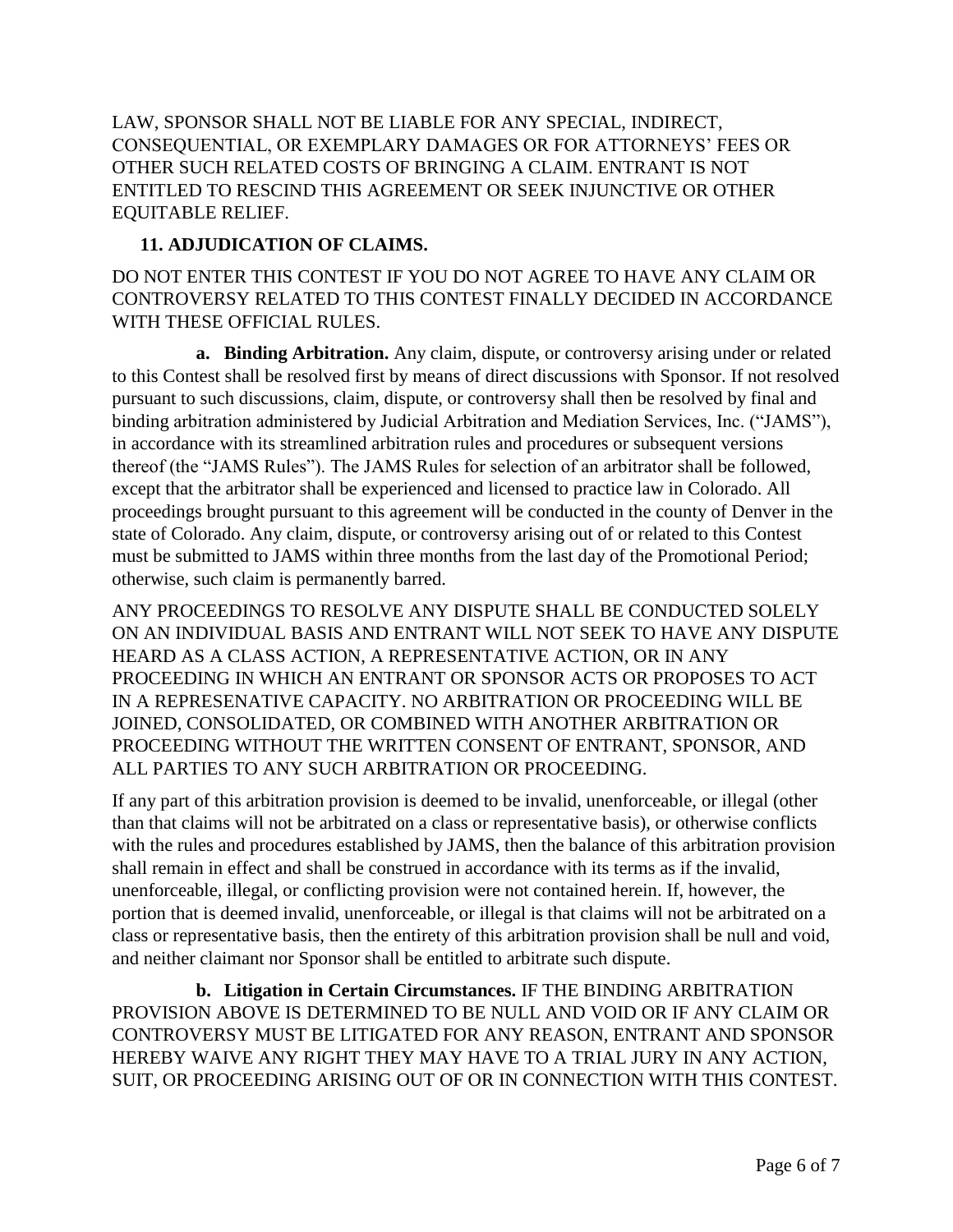LAW, SPONSOR SHALL NOT BE LIABLE FOR ANY SPECIAL, INDIRECT, CONSEQUENTIAL, OR EXEMPLARY DAMAGES OR FOR ATTORNEYS' FEES OR OTHER SUCH RELATED COSTS OF BRINGING A CLAIM. ENTRANT IS NOT ENTITLED TO RESCIND THIS AGREEMENT OR SEEK INJUNCTIVE OR OTHER EQUITABLE RELIEF.

**11. ADJUDICATION OF CLAIMS.**

DO NOT ENTER THIS CONTEST IF YOU DO NOT AGREE TO HAVE ANY CLAIM OR CONTROVERSY RELATED TO THIS CONTEST FINALLY DECIDED IN ACCORDANCE WITH THESE OFFICIAL RULES.

**a. Binding Arbitration.** Any claim, dispute, or controversy arising under or related to this Contest shall be resolved first by means of direct discussions with Sponsor. If not resolved pursuant to such discussions, claim, dispute, or controversy shall then be resolved by final and binding arbitration administered by Judicial Arbitration and Mediation Services, Inc. ("JAMS"), in accordance with its streamlined arbitration rules and procedures or subsequent versions thereof (the "JAMS Rules"). The JAMS Rules for selection of an arbitrator shall be followed, except that the arbitrator shall be experienced and licensed to practice law in Colorado. All proceedings brought pursuant to this agreement will be conducted in the county of Denver in the state of Colorado. Any claim, dispute, or controversy arising out of or related to this Contest must be submitted to JAMS within three months from the last day of the Promotional Period; otherwise, such claim is permanently barred.

ANY PROCEEDINGS TO RESOLVE ANY DISPUTE SHALL BE CONDUCTED SOLELY ON AN INDIVIDUAL BASIS AND ENTRANT WILL NOT SEEK TO HAVE ANY DISPUTE HEARD AS A CLASS ACTION, A REPRESENTATIVE ACTION, OR IN ANY PROCEEDING IN WHICH AN ENTRANT OR SPONSOR ACTS OR PROPOSES TO ACT IN A REPRESENATIVE CAPACITY. NO ARBITRATION OR PROCEEDING WILL BE JOINED, CONSOLIDATED, OR COMBINED WITH ANOTHER ARBITRATION OR PROCEEDING WITHOUT THE WRITTEN CONSENT OF ENTRANT, SPONSOR, AND ALL PARTIES TO ANY SUCH ARBITRATION OR PROCEEDING.

If any part of this arbitration provision is deemed to be invalid, unenforceable, or illegal (other than that claims will not be arbitrated on a class or representative basis), or otherwise conflicts with the rules and procedures established by JAMS, then the balance of this arbitration provision shall remain in effect and shall be construed in accordance with its terms as if the invalid, unenforceable, illegal, or conflicting provision were not contained herein. If, however, the portion that is deemed invalid, unenforceable, or illegal is that claims will not be arbitrated on a class or representative basis, then the entirety of this arbitration provision shall be null and void, and neither claimant nor Sponsor shall be entitled to arbitrate such dispute.

**b. Litigation in Certain Circumstances.** IF THE BINDING ARBITRATION PROVISION ABOVE IS DETERMINED TO BE NULL AND VOID OR IF ANY CLAIM OR CONTROVERSY MUST BE LITIGATED FOR ANY REASON, ENTRANT AND SPONSOR HEREBY WAIVE ANY RIGHT THEY MAY HAVE TO A TRIAL JURY IN ANY ACTION, SUIT, OR PROCEEDING ARISING OUT OF OR IN CONNECTION WITH THIS CONTEST.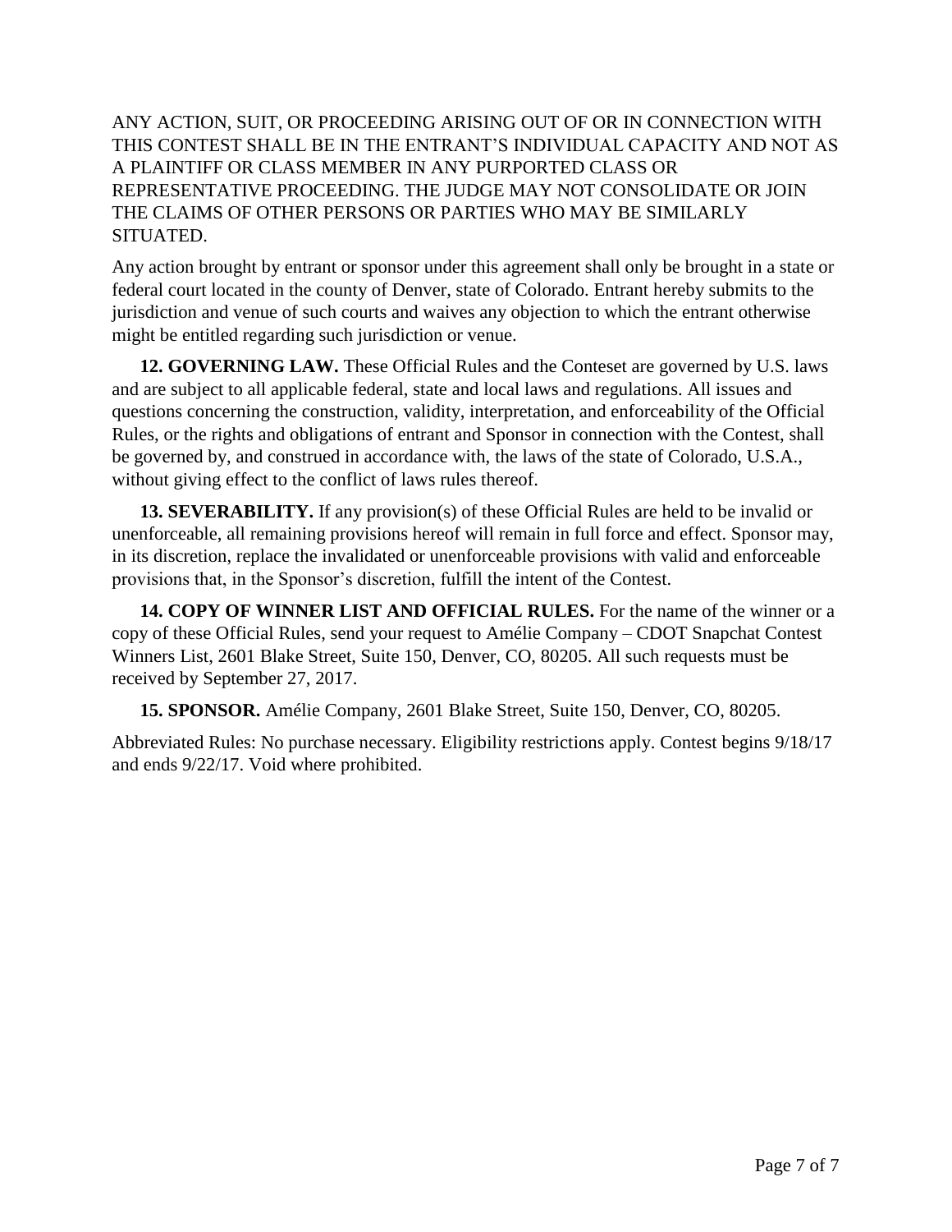ANY ACTION, SUIT, OR PROCEEDING ARISING OUT OF OR IN CONNECTION WITH THIS CONTEST SHALL BE IN THE ENTRANT'S INDIVIDUAL CAPACITY AND NOT AS A PLAINTIFF OR CLASS MEMBER IN ANY PURPORTED CLASS OR REPRESENTATIVE PROCEEDING. THE JUDGE MAY NOT CONSOLIDATE OR JOIN THE CLAIMS OF OTHER PERSONS OR PARTIES WHO MAY BE SIMILARLY SITUATED.

Any action brought by entrant or sponsor under this agreement shall only be brought in a state or federal court located in the county of Denver, state of Colorado. Entrant hereby submits to the jurisdiction and venue of such courts and waives any objection to which the entrant otherwise might be entitled regarding such jurisdiction or venue.

**12. GOVERNING LAW.** These Official Rules and the Conteset are governed by U.S. laws and are subject to all applicable federal, state and local laws and regulations. All issues and questions concerning the construction, validity, interpretation, and enforceability of the Official Rules, or the rights and obligations of entrant and Sponsor in connection with the Contest, shall be governed by, and construed in accordance with, the laws of the state of Colorado, U.S.A., without giving effect to the conflict of laws rules thereof.

**13. SEVERABILITY.** If any provision(s) of these Official Rules are held to be invalid or unenforceable, all remaining provisions hereof will remain in full force and effect. Sponsor may, in its discretion, replace the invalidated or unenforceable provisions with valid and enforceable provisions that, in the Sponsor's discretion, fulfill the intent of the Contest.

**14. COPY OF WINNER LIST AND OFFICIAL RULES.** For the name of the winner or a copy of these Official Rules, send your request to Amélie Company – CDOT Snapchat Contest Winners List, 2601 Blake Street, Suite 150, Denver, CO, 80205. All such requests must be received by September 27, 2017.

**15. SPONSOR.** Amélie Company, 2601 Blake Street, Suite 150, Denver, CO, 80205.

Abbreviated Rules: No purchase necessary. Eligibility restrictions apply. Contest begins 9/18/17 and ends 9/22/17. Void where prohibited.